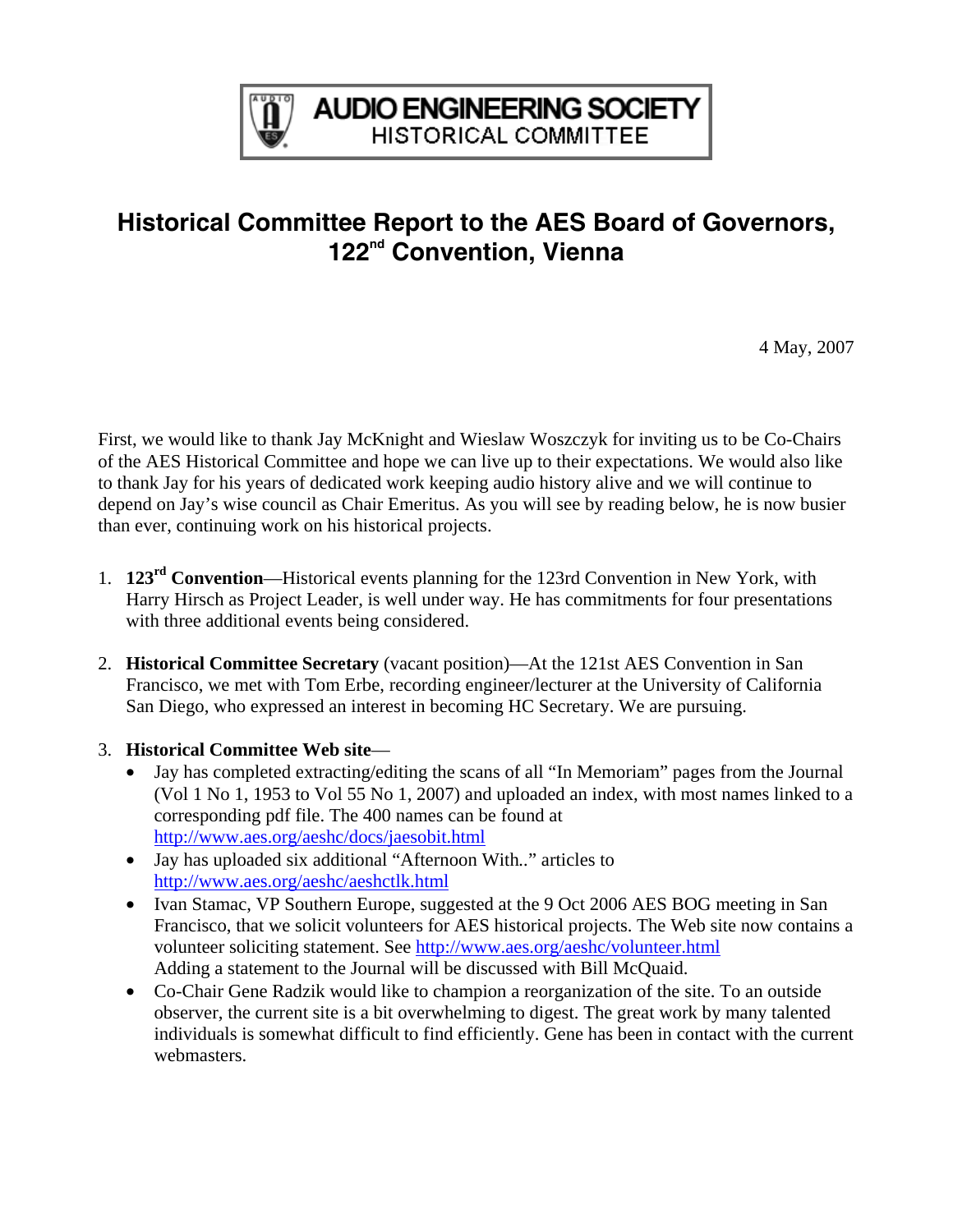AUDIO ENGINEERING SOCIETY
HISTORICAL COMMITTEE

# Historical Committee Report to the AES Board of Governors, 122nd Convention, Vienna

4 May, 2007

First, we would like to thank Jay McKnight and Wieslaw Woszczyk for inviting us to be Co-Chairs of the AES Historical Committee and hope we can live up to their expectations. We would also like to thank Jay for his years of dedicated work keeping audio history alive and we will continue to depend on Jay's wise council as Chair Emeritus. As you will see by reading below, he is now busier than ever, continuing work on his historical projects.

1. **123rd Convention**—Historical events planning for the 123rd Convention in New York, with Harry Hirsch as Project Leader, is well under way. He has commitments for four presentations with three additional events being considered.

2. **Historical Committee Secretary** (vacant position)—At the 121st AES Convention in San Francisco, we met with Tom Erbe, recording engineer/lecturer at the University of California San Diego, who expressed an interest in becoming HC Secretary. We are pursuing.

3. **Historical Committee Web site**—
   - Jay has completed extracting/editing the scans of all "In Memoriam" pages from the Journal (Vol 1 No 1, 1953 to Vol 55 No 1, 2007) and uploaded an index, with most names linked to a corresponding pdf file. The 400 names can be found at http://www.aes.org/aeshc/docs/jaesobit.html
   - Jay has uploaded six additional "Afternoon With.." articles to http://www.aes.org/aeshc/aeshctlk.html
   - Ivan Stamac, VP Southern Europe, suggested at the 9 Oct 2006 AES BOG meeting in San Francisco, that we solicit volunteers for AES historical projects. The Web site now contains a volunteer soliciting statement. See http://www.aes.org/aeshc/volunteer.html
     Adding a statement to the Journal will be discussed with Bill McQuaid.
   - Co-Chair Gene Radzik would like to champion a reorganization of the site. To an outside observer, the current site is a bit overwhelming to digest. The great work by many talented individuals is somewhat difficult to find efficiently. Gene has been in contact with the current webmasters.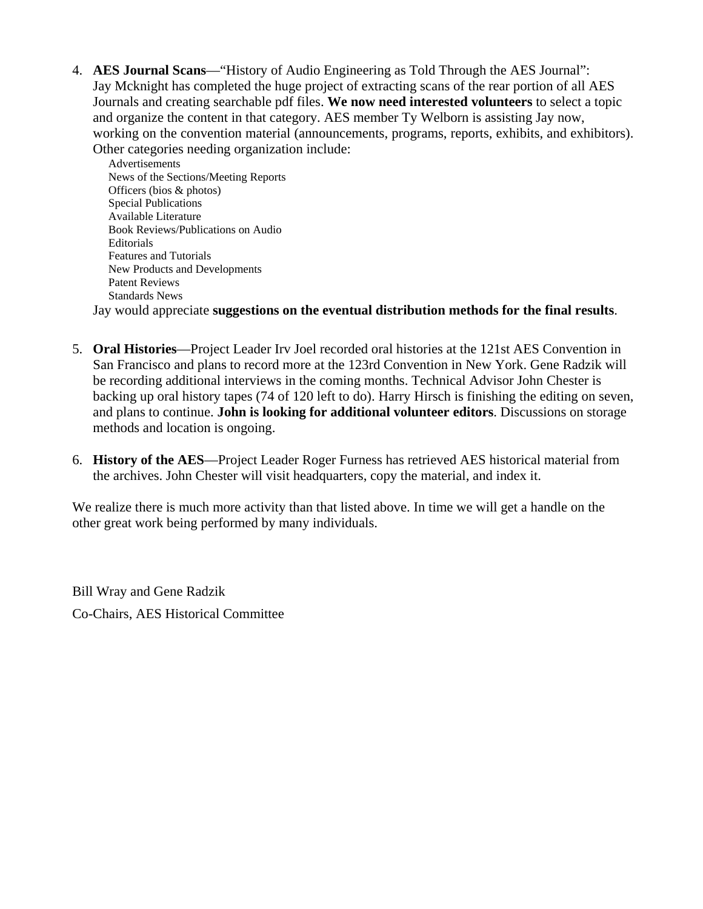4. **AES Journal Scans**—"History of Audio Engineering as Told Through the AES Journal": Jay Mcknight has completed the huge project of extracting scans of the rear portion of all AES Journals and creating searchable pdf files. **We now need interested volunteers** to select a topic and organize the content in that category. AES member Ty Welborn is assisting Jay now, working on the convention material (announcements, programs, reports, exhibits, and exhibitors). Other categories needing organization include:
   - Advertisements
   - News of the Sections/Meeting Reports
   - Officers (bios & photos)
   - Special Publications
   - Available Literature
   - Book Reviews/Publications on Audio
   - Editorials
   - Features and Tutorials
   - New Products and Developments
   - Patent Reviews
   - Standards News

   Jay would appreciate **suggestions on the eventual distribution methods for the final results**.

5. **Oral Histories**—Project Leader Irv Joel recorded oral histories at the 121st AES Convention in San Francisco and plans to record more at the 123rd Convention in New York. Gene Radzik will be recording additional interviews in the coming months. Technical Advisor John Chester is backing up oral history tapes (74 of 120 left to do). Harry Hirsch is finishing the editing on seven, and plans to continue. **John is looking for additional volunteer editors**. Discussions on storage methods and location is ongoing.

6. **History of the AES**—Project Leader Roger Furness has retrieved AES historical material from the archives. John Chester will visit headquarters, copy the material, and index it.

We realize there is much more activity than that listed above. In time we will get a handle on the other great work being performed by many individuals.

Bill Wray and Gene Radzik

Co-Chairs, AES Historical Committee